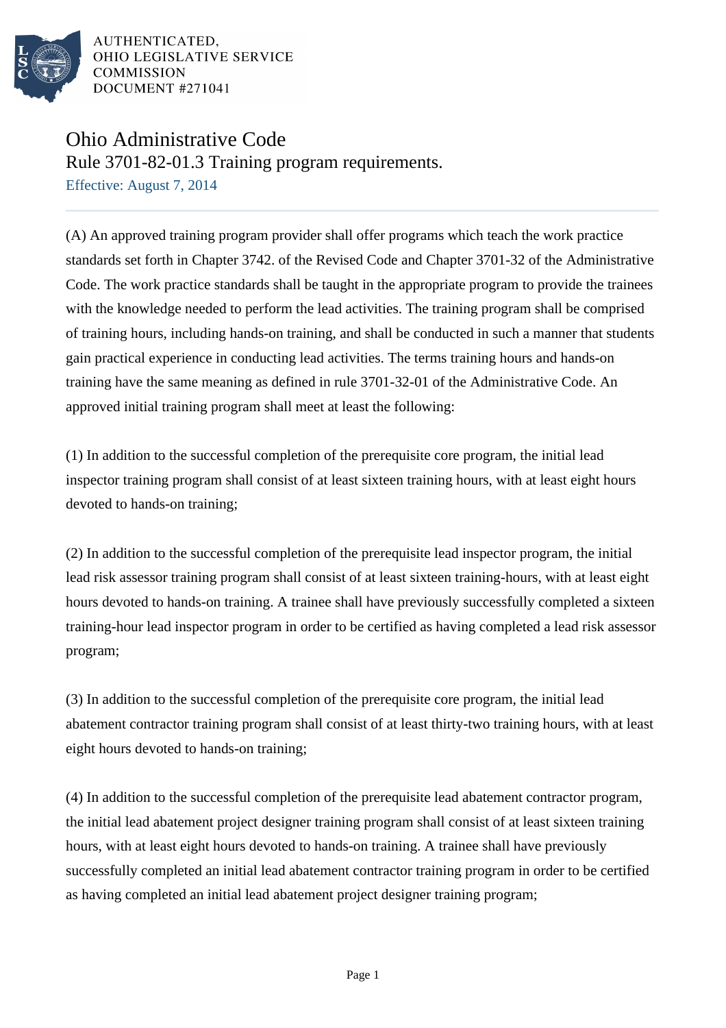AUTHENTICATED,
OHIO LEGISLATIVE SERVICE
COMMISSION
DOCUMENT #271041

# Ohio Administrative Code

## Rule 3701-82-01.3 Training program requirements.

Effective: August 7, 2014

(A) An approved training program provider shall offer programs which teach the work practice standards set forth in Chapter 3742. of the Revised Code and Chapter 3701-32 of the Administrative Code. The work practice standards shall be taught in the appropriate program to provide the trainees with the knowledge needed to perform the lead activities. The training program shall be comprised of training hours, including hands-on training, and shall be conducted in such a manner that students gain practical experience in conducting lead activities. The terms training hours and hands-on training have the same meaning as defined in rule 3701-32-01 of the Administrative Code. An approved initial training program shall meet at least the following:

(1) In addition to the successful completion of the prerequisite core program, the initial lead inspector training program shall consist of at least sixteen training hours, with at least eight hours devoted to hands-on training;

(2) In addition to the successful completion of the prerequisite lead inspector program, the initial lead risk assessor training program shall consist of at least sixteen training-hours, with at least eight hours devoted to hands-on training. A trainee shall have previously successfully completed a sixteen training-hour lead inspector program in order to be certified as having completed a lead risk assessor program;

(3) In addition to the successful completion of the prerequisite core program, the initial lead abatement contractor training program shall consist of at least thirty-two training hours, with at least eight hours devoted to hands-on training;

(4) In addition to the successful completion of the prerequisite lead abatement contractor program, the initial lead abatement project designer training program shall consist of at least sixteen training hours, with at least eight hours devoted to hands-on training. A trainee shall have previously successfully completed an initial lead abatement contractor training program in order to be certified as having completed an initial lead abatement project designer training program;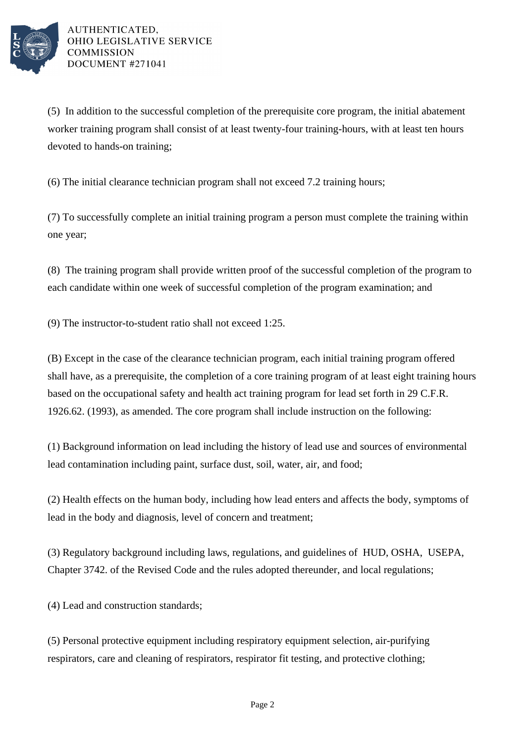(5) In addition to the successful completion of the prerequisite core program, the initial abatement worker training program shall consist of at least twenty-four training-hours, with at least ten hours devoted to hands-on training;

(6) The initial clearance technician program shall not exceed 7.2 training hours;

(7) To successfully complete an initial training program a person must complete the training within one year;

(8) The training program shall provide written proof of the successful completion of the program to each candidate within one week of successful completion of the program examination; and

(9) The instructor-to-student ratio shall not exceed 1:25.

(B) Except in the case of the clearance technician program, each initial training program offered shall have, as a prerequisite, the completion of a core training program of at least eight training hours based on the occupational safety and health act training program for lead set forth in 29 C.F.R. 1926.62. (1993), as amended. The core program shall include instruction on the following:

(1) Background information on lead including the history of lead use and sources of environmental lead contamination including paint, surface dust, soil, water, air, and food;

(2) Health effects on the human body, including how lead enters and affects the body, symptoms of lead in the body and diagnosis, level of concern and treatment;

(3) Regulatory background including laws, regulations, and guidelines of HUD, OSHA, USEPA, Chapter 3742. of the Revised Code and the rules adopted thereunder, and local regulations;

(4) Lead and construction standards;

(5) Personal protective equipment including respiratory equipment selection, air-purifying respirators, care and cleaning of respirators, respirator fit testing, and protective clothing;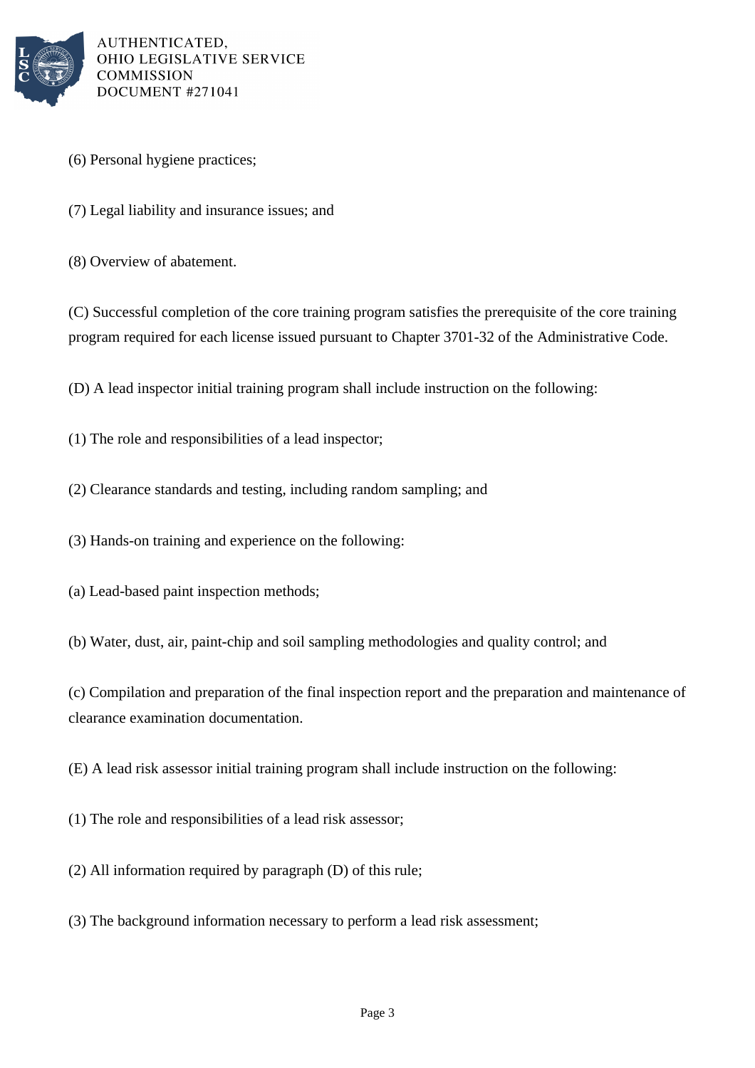(6) Personal hygiene practices;

(7) Legal liability and insurance issues; and

(8) Overview of abatement.

(C) Successful completion of the core training program satisfies the prerequisite of the core training program required for each license issued pursuant to Chapter 3701-32 of the Administrative Code.

(D) A lead inspector initial training program shall include instruction on the following:

(1) The role and responsibilities of a lead inspector;

(2) Clearance standards and testing, including random sampling; and

(3) Hands-on training and experience on the following:

(a) Lead-based paint inspection methods;

(b) Water, dust, air, paint-chip and soil sampling methodologies and quality control; and

(c) Compilation and preparation of the final inspection report and the preparation and maintenance of clearance examination documentation.

(E) A lead risk assessor initial training program shall include instruction on the following:

(1) The role and responsibilities of a lead risk assessor;

(2) All information required by paragraph (D) of this rule;

(3) The background information necessary to perform a lead risk assessment;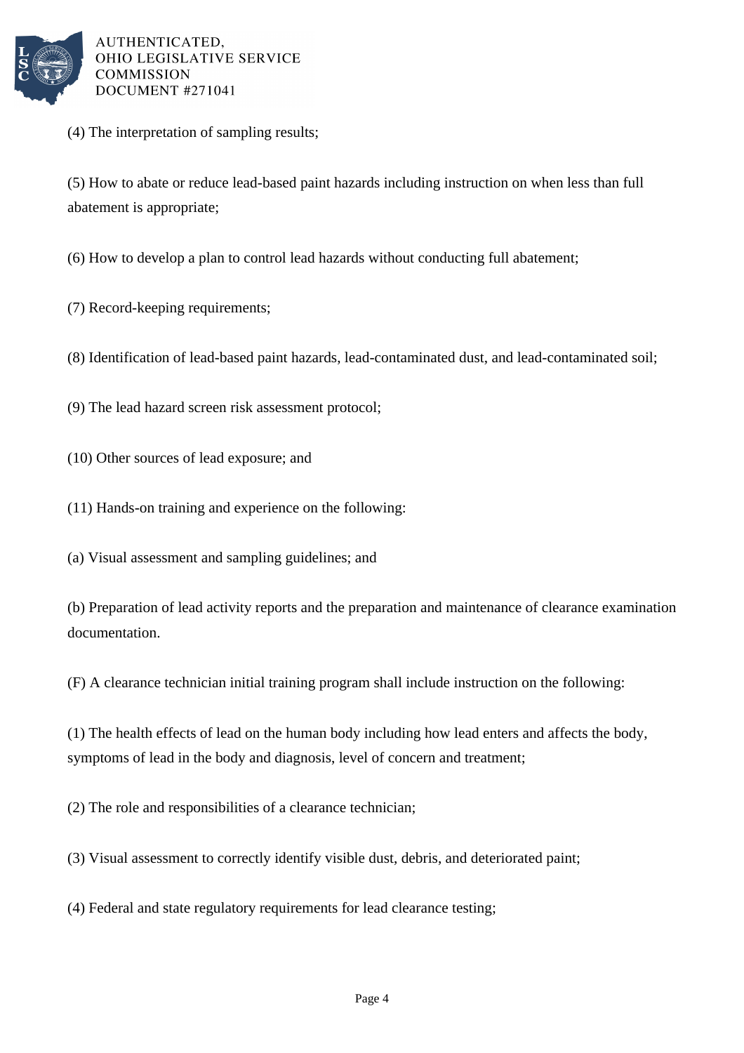(4) The interpretation of sampling results;

(5) How to abate or reduce lead-based paint hazards including instruction on when less than full abatement is appropriate;

(6) How to develop a plan to control lead hazards without conducting full abatement;

(7) Record-keeping requirements;

(8) Identification of lead-based paint hazards, lead-contaminated dust, and lead-contaminated soil;

(9) The lead hazard screen risk assessment protocol;

(10) Other sources of lead exposure; and

(11) Hands-on training and experience on the following:

(a) Visual assessment and sampling guidelines; and

(b) Preparation of lead activity reports and the preparation and maintenance of clearance examination documentation.

(F) A clearance technician initial training program shall include instruction on the following:

(1) The health effects of lead on the human body including how lead enters and affects the body, symptoms of lead in the body and diagnosis, level of concern and treatment;

(2) The role and responsibilities of a clearance technician;

(3) Visual assessment to correctly identify visible dust, debris, and deteriorated paint;

(4) Federal and state regulatory requirements for lead clearance testing;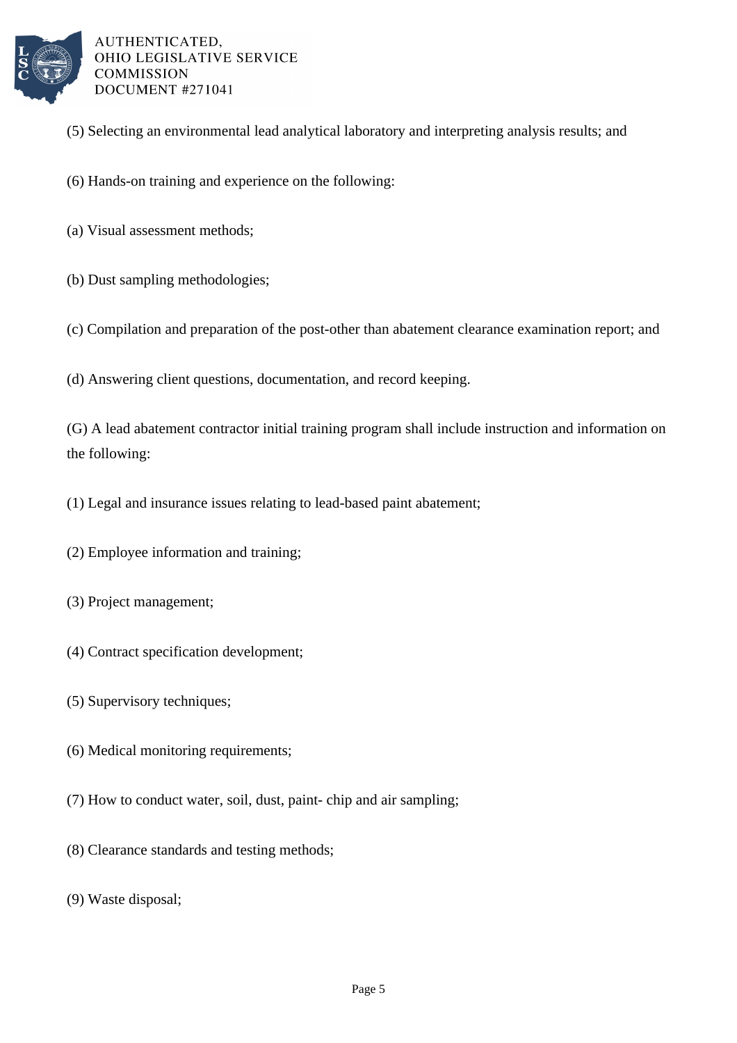(5) Selecting an environmental lead analytical laboratory and interpreting analysis results; and

(6) Hands-on training and experience on the following:

(a) Visual assessment methods;

(b) Dust sampling methodologies;

(c) Compilation and preparation of the post-other than abatement clearance examination report; and

(d) Answering client questions, documentation, and record keeping.

(G) A lead abatement contractor initial training program shall include instruction and information on the following:

(1) Legal and insurance issues relating to lead-based paint abatement;

(2) Employee information and training;

(3) Project management;

(4) Contract specification development;

(5) Supervisory techniques;

(6) Medical monitoring requirements;

(7) How to conduct water, soil, dust, paint- chip and air sampling;

(8) Clearance standards and testing methods;

(9) Waste disposal;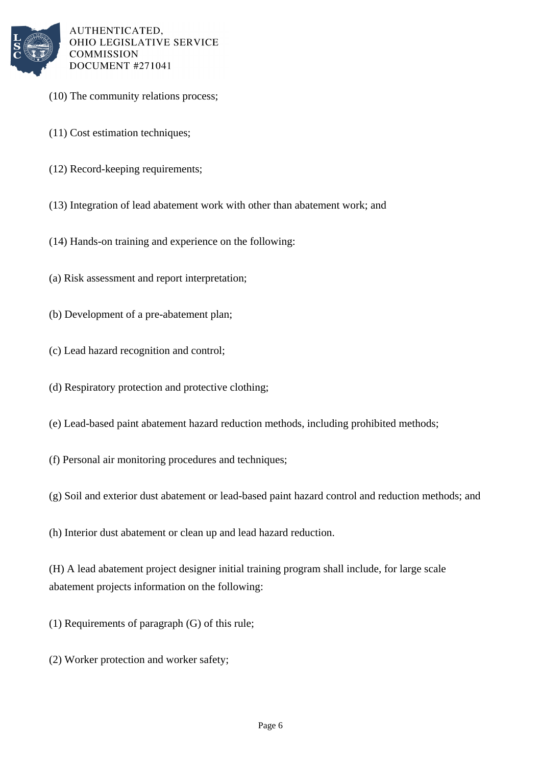(10) The community relations process;

(11) Cost estimation techniques;

(12) Record-keeping requirements;

(13) Integration of lead abatement work with other than abatement work; and

(14) Hands-on training and experience on the following:

(a) Risk assessment and report interpretation;

(b) Development of a pre-abatement plan;

(c) Lead hazard recognition and control;

(d) Respiratory protection and protective clothing;

(e) Lead-based paint abatement hazard reduction methods, including prohibited methods;

(f) Personal air monitoring procedures and techniques;

(g) Soil and exterior dust abatement or lead-based paint hazard control and reduction methods; and

(h) Interior dust abatement or clean up and lead hazard reduction.

(H) A lead abatement project designer initial training program shall include, for large scale abatement projects information on the following:

(1) Requirements of paragraph (G) of this rule;

(2) Worker protection and worker safety;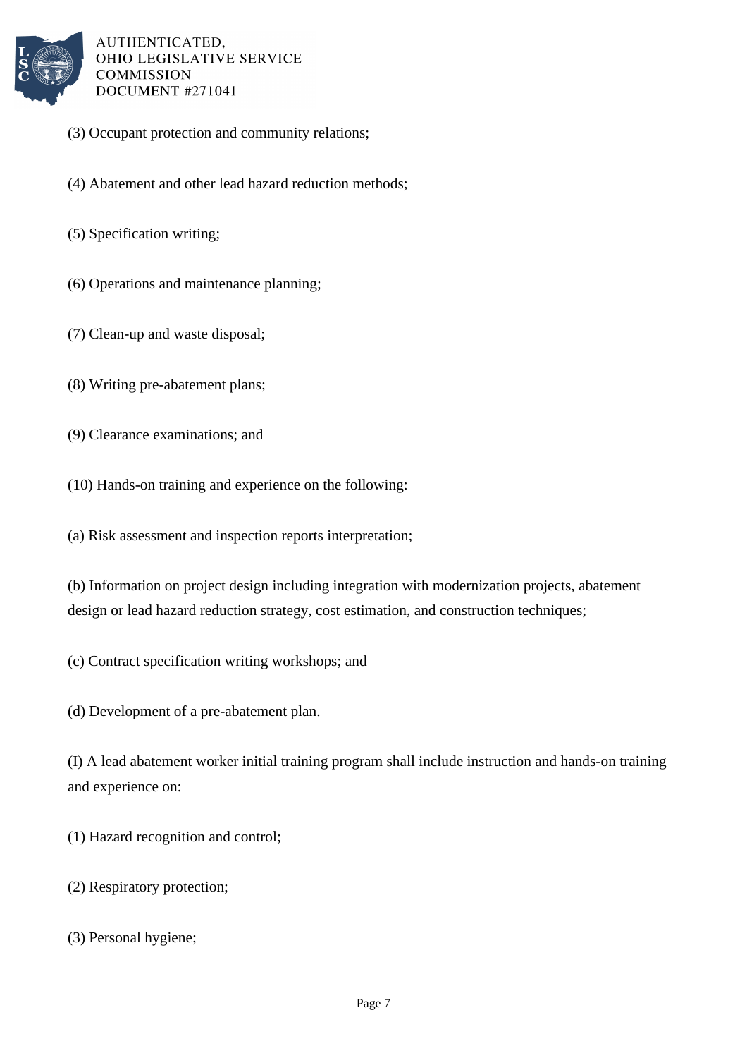(3) Occupant protection and community relations;

(4) Abatement and other lead hazard reduction methods;

(5) Specification writing;

(6) Operations and maintenance planning;

(7) Clean-up and waste disposal;

(8) Writing pre-abatement plans;

(9) Clearance examinations; and

(10) Hands-on training and experience on the following:

(a) Risk assessment and inspection reports interpretation;

(b) Information on project design including integration with modernization projects, abatement design or lead hazard reduction strategy, cost estimation, and construction techniques;

(c) Contract specification writing workshops; and

(d) Development of a pre-abatement plan.

(I) A lead abatement worker initial training program shall include instruction and hands-on training and experience on:

(1) Hazard recognition and control;

(2) Respiratory protection;

(3) Personal hygiene;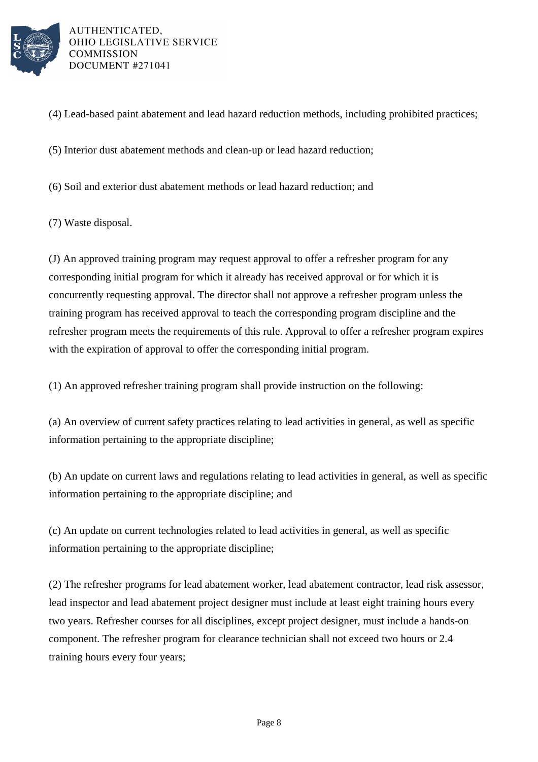(4) Lead-based paint abatement and lead hazard reduction methods, including prohibited practices;

(5) Interior dust abatement methods and clean-up or lead hazard reduction;

(6) Soil and exterior dust abatement methods or lead hazard reduction; and

(7) Waste disposal.

(J) An approved training program may request approval to offer a refresher program for any corresponding initial program for which it already has received approval or for which it is concurrently requesting approval. The director shall not approve a refresher program unless the training program has received approval to teach the corresponding program discipline and the refresher program meets the requirements of this rule. Approval to offer a refresher program expires with the expiration of approval to offer the corresponding initial program.

(1) An approved refresher training program shall provide instruction on the following:

(a) An overview of current safety practices relating to lead activities in general, as well as specific information pertaining to the appropriate discipline;

(b) An update on current laws and regulations relating to lead activities in general, as well as specific information pertaining to the appropriate discipline; and

(c) An update on current technologies related to lead activities in general, as well as specific information pertaining to the appropriate discipline;

(2) The refresher programs for lead abatement worker, lead abatement contractor, lead risk assessor, lead inspector and lead abatement project designer must include at least eight training hours every two years. Refresher courses for all disciplines, except project designer, must include a hands-on component. The refresher program for clearance technician shall not exceed two hours or 2.4 training hours every four years;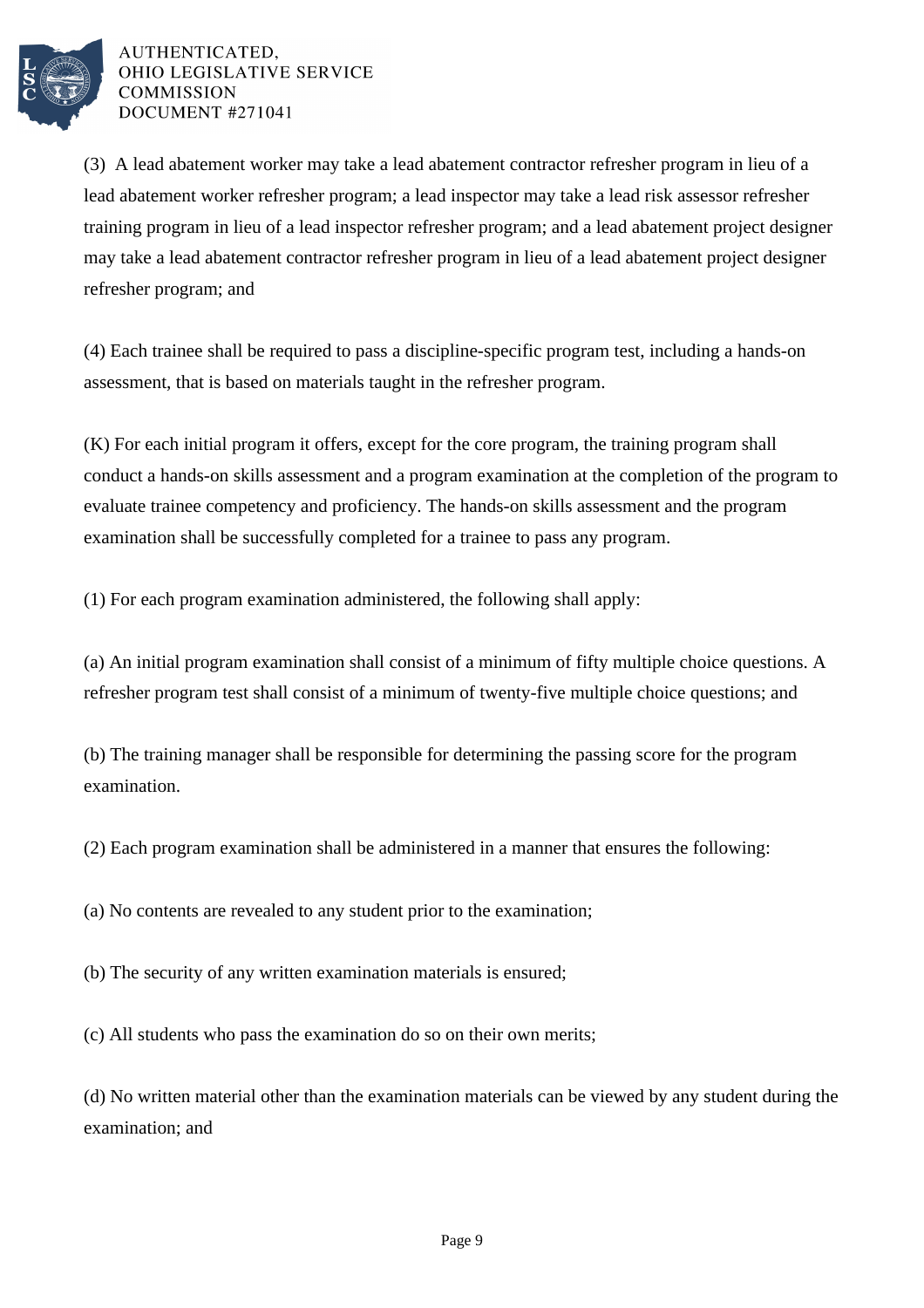(3) A lead abatement worker may take a lead abatement contractor refresher program in lieu of a lead abatement worker refresher program; a lead inspector may take a lead risk assessor refresher training program in lieu of a lead inspector refresher program; and a lead abatement project designer may take a lead abatement contractor refresher program in lieu of a lead abatement project designer refresher program; and

(4) Each trainee shall be required to pass a discipline-specific program test, including a hands-on assessment, that is based on materials taught in the refresher program.

(K) For each initial program it offers, except for the core program, the training program shall conduct a hands-on skills assessment and a program examination at the completion of the program to evaluate trainee competency and proficiency. The hands-on skills assessment and the program examination shall be successfully completed for a trainee to pass any program.

(1) For each program examination administered, the following shall apply:

(a) An initial program examination shall consist of a minimum of fifty multiple choice questions. A refresher program test shall consist of a minimum of twenty-five multiple choice questions; and

(b) The training manager shall be responsible for determining the passing score for the program examination.

(2) Each program examination shall be administered in a manner that ensures the following:

(a) No contents are revealed to any student prior to the examination;

(b) The security of any written examination materials is ensured;

(c) All students who pass the examination do so on their own merits;

(d) No written material other than the examination materials can be viewed by any student during the examination; and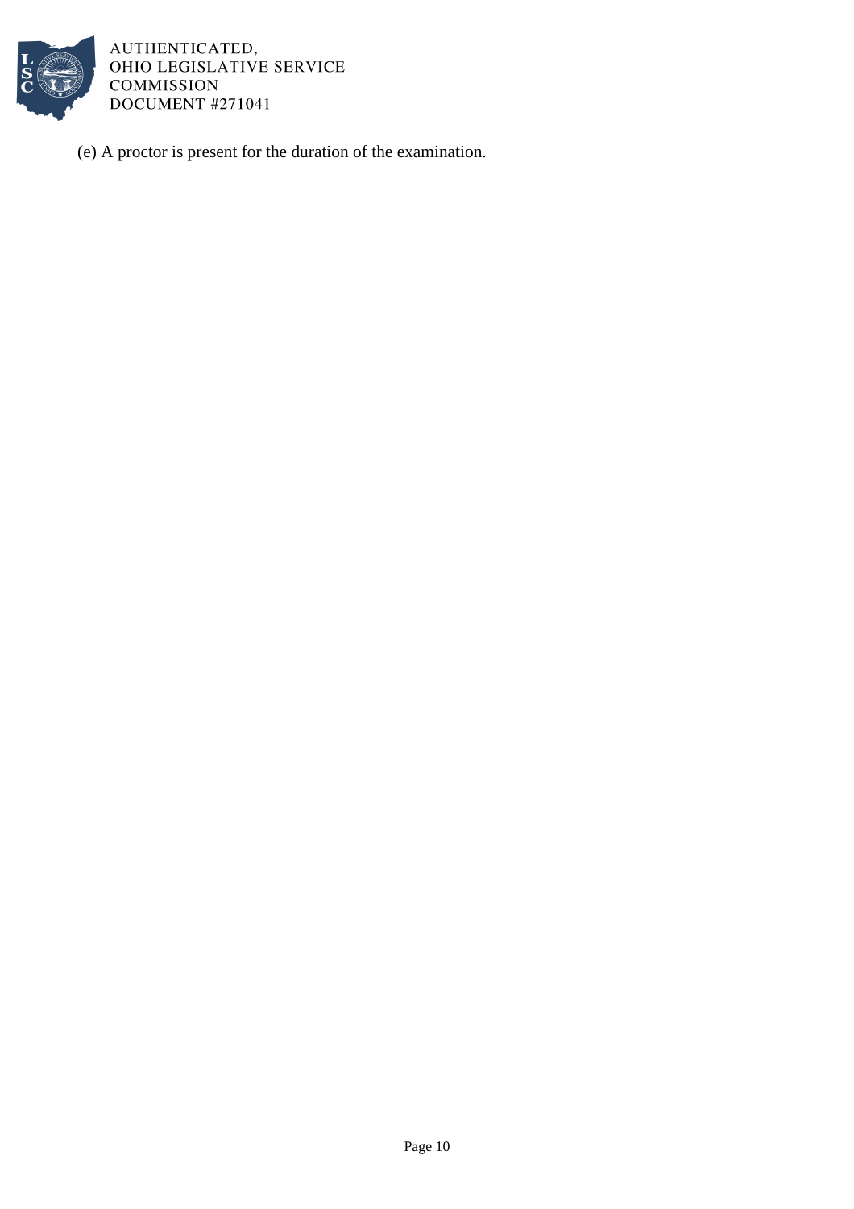(e) A proctor is present for the duration of the examination.